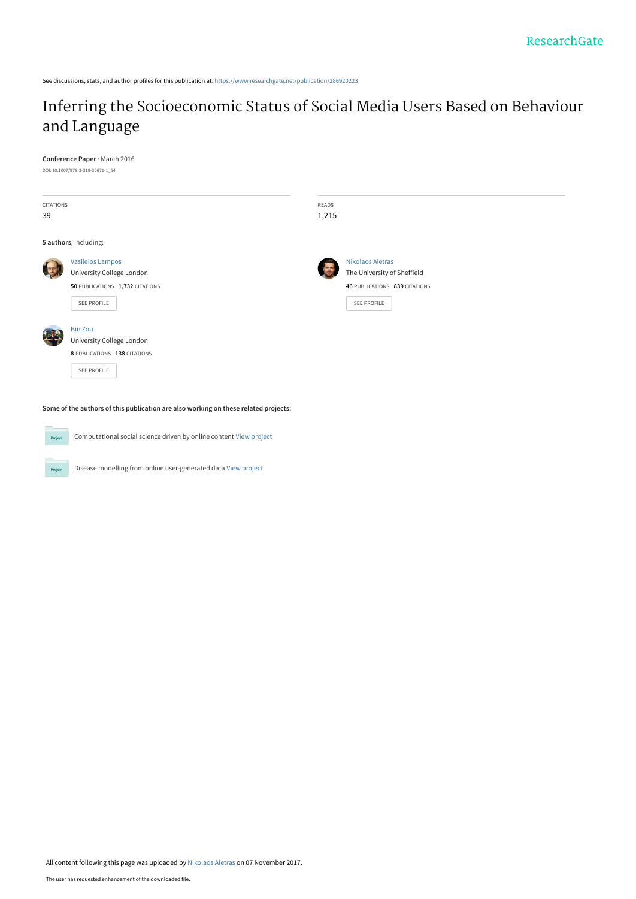ResearchGate

See discussions, stats, and author profiles for this publication at: https://www.researchgate.net/publication/286920223

# Inferring the Socioeconomic Status of Social Media Users Based on Behaviour and Language

**Conference Paper** · March 2016

DOI: 10.1007/978-3-319-30671-1_54

CITATIONS
39

READS
1,215

**5 authors**, including:

Vasileios Lampos
University College London
**50** PUBLICATIONS **1,732** CITATIONS
SEE PROFILE

Nikolaos Aletras
The University of Sheffield
**46** PUBLICATIONS **839** CITATIONS
SEE PROFILE

Bin Zou
University College London
**8** PUBLICATIONS **138** CITATIONS
SEE PROFILE

**Some of the authors of this publication are also working on these related projects:**

Computational social science driven by online content View project

Disease modelling from online user-generated data View project

All content following this page was uploaded by Nikolaos Aletras on 07 November 2017.

The user has requested enhancement of the downloaded file.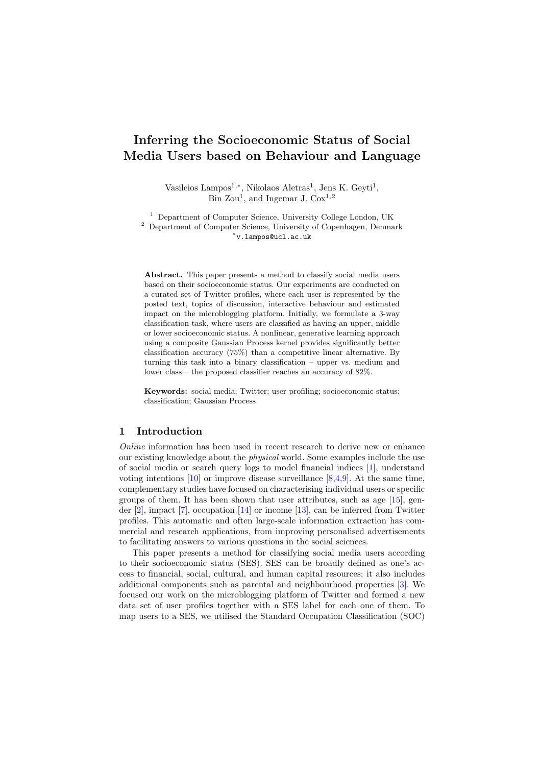# Inferring the Socioeconomic Status of Social Media Users based on Behaviour and Language

Vasileios Lampos[1,*], Nikolaos Aletras[1], Jens K. Geyti[1], Bin Zou[1], and Ingemar J. Cox[1,2]

[1] Department of Computer Science, University College London, UK
[2] Department of Computer Science, University of Copenhagen, Denmark
[*] v.lampos@ucl.ac.uk

**Abstract.** This paper presents a method to classify social media users based on their socioeconomic status. Our experiments are conducted on a curated set of Twitter profiles, where each user is represented by the posted text, topics of discussion, interactive behaviour and estimated impact on the microblogging platform. Initially, we formulate a 3-way classification task, where users are classified as having an upper, middle or lower socioeconomic status. A nonlinear, generative learning approach using a composite Gaussian Process kernel provides significantly better classification accuracy (75%) than a competitive linear alternative. By turning this task into a binary classification – upper vs. medium and lower class – the proposed classifier reaches an accuracy of 82%.

**Keywords:** social media; Twitter; user profiling; socioeconomic status; classification; Gaussian Process

## 1 Introduction

*Online* information has been used in recent research to derive new or enhance our existing knowledge about the *physical* world. Some examples include the use of social media or search query logs to model financial indices [1], understand voting intentions [10] or improve disease surveillance [8,4,9]. At the same time, complementary studies have focused on characterising individual users or specific groups of them. It has been shown that user attributes, such as age [15], gender [2], impact [7], occupation [14] or income [13], can be inferred from Twitter profiles. This automatic and often large-scale information extraction has commercial and research applications, from improving personalised advertisements to facilitating answers to various questions in the social sciences.

This paper presents a method for classifying social media users according to their socioeconomic status (SES). SES can be broadly defined as one's access to financial, social, cultural, and human capital resources; it also includes additional components such as parental and neighbourhood properties [3]. We focused our work on the microblogging platform of Twitter and formed a new data set of user profiles together with a SES label for each one of them. To map users to a SES, we utilised the Standard Occupation Classification (SOC)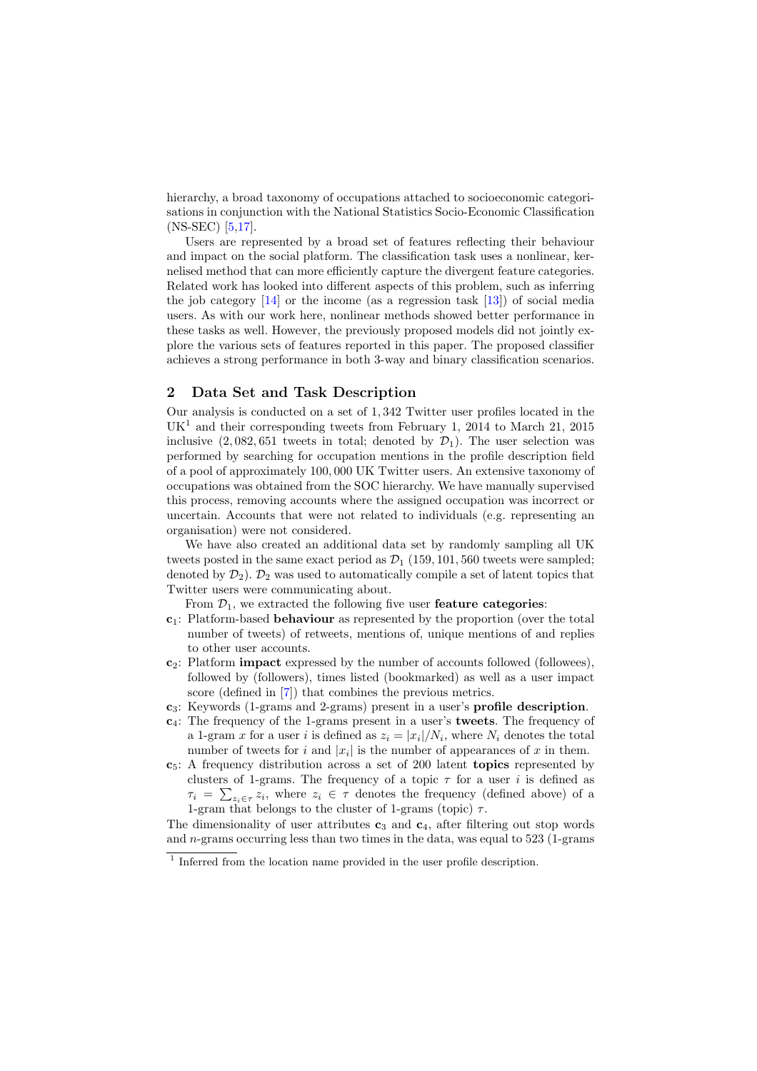hierarchy, a broad taxonomy of occupations attached to socioeconomic categorisations in conjunction with the National Statistics Socio-Economic Classification (NS-SEC) [5,17].

Users are represented by a broad set of features reflecting their behaviour and impact on the social platform. The classification task uses a nonlinear, kernelised method that can more efficiently capture the divergent feature categories. Related work has looked into different aspects of this problem, such as inferring the job category [14] or the income (as a regression task [13]) of social media users. As with our work here, nonlinear methods showed better performance in these tasks as well. However, the previously proposed models did not jointly explore the various sets of features reported in this paper. The proposed classifier achieves a strong performance in both 3-way and binary classification scenarios.

## 2 Data Set and Task Description

Our analysis is conducted on a set of 1,342 Twitter user profiles located in the UK[1] and their corresponding tweets from February 1, 2014 to March 21, 2015 inclusive (2,082,651 tweets in total; denoted by $\mathcal{D}_1$). The user selection was performed by searching for occupation mentions in the profile description field of a pool of approximately 100,000 UK Twitter users. An extensive taxonomy of occupations was obtained from the SOC hierarchy. We have manually supervised this process, removing accounts where the assigned occupation was incorrect or uncertain. Accounts that were not related to individuals (e.g. representing an organisation) were not considered.

We have also created an additional data set by randomly sampling all UK tweets posted in the same exact period as $\mathcal{D}_1$ (159,101,560 tweets were sampled; denoted by $\mathcal{D}_2$). $\mathcal{D}_2$ was used to automatically compile a set of latent topics that Twitter users were communicating about.

From $\mathcal{D}_1$, we extracted the following five user **feature categories**:

- $\mathbf{c}_1$: Platform-based **behaviour** as represented by the proportion (over the total number of tweets) of retweets, mentions of, unique mentions of and replies to other user accounts.
- $\mathbf{c}_2$: Platform **impact** expressed by the number of accounts followed (followees), followed by (followers), times listed (bookmarked) as well as a user impact score (defined in [7]) that combines the previous metrics.
- $\mathbf{c}_3$: Keywords (1-grams and 2-grams) present in a user's **profile description**.
- $\mathbf{c}_4$: The frequency of the 1-grams present in a user's **tweets**. The frequency of a 1-gram $x$ for a user $i$ is defined as $z_i = |x_i|/N_i$, where $N_i$ denotes the total number of tweets for $i$ and $|x_i|$ is the number of appearances of $x$ in them.
- $\mathbf{c}_5$: A frequency distribution across a set of 200 latent **topics** represented by clusters of 1-grams. The frequency of a topic $\tau$ for a user $i$ is defined as $\tau_i = \sum_{z_i \in \tau} z_i$, where $z_i \in \tau$ denotes the frequency (defined above) of a 1-gram that belongs to the cluster of 1-grams (topic) $\tau$.

The dimensionality of user attributes $\mathbf{c}_3$ and $\mathbf{c}_4$, after filtering out stop words and $n$-grams occurring less than two times in the data, was equal to 523 (1-grams

[1] Inferred from the location name provided in the user profile description.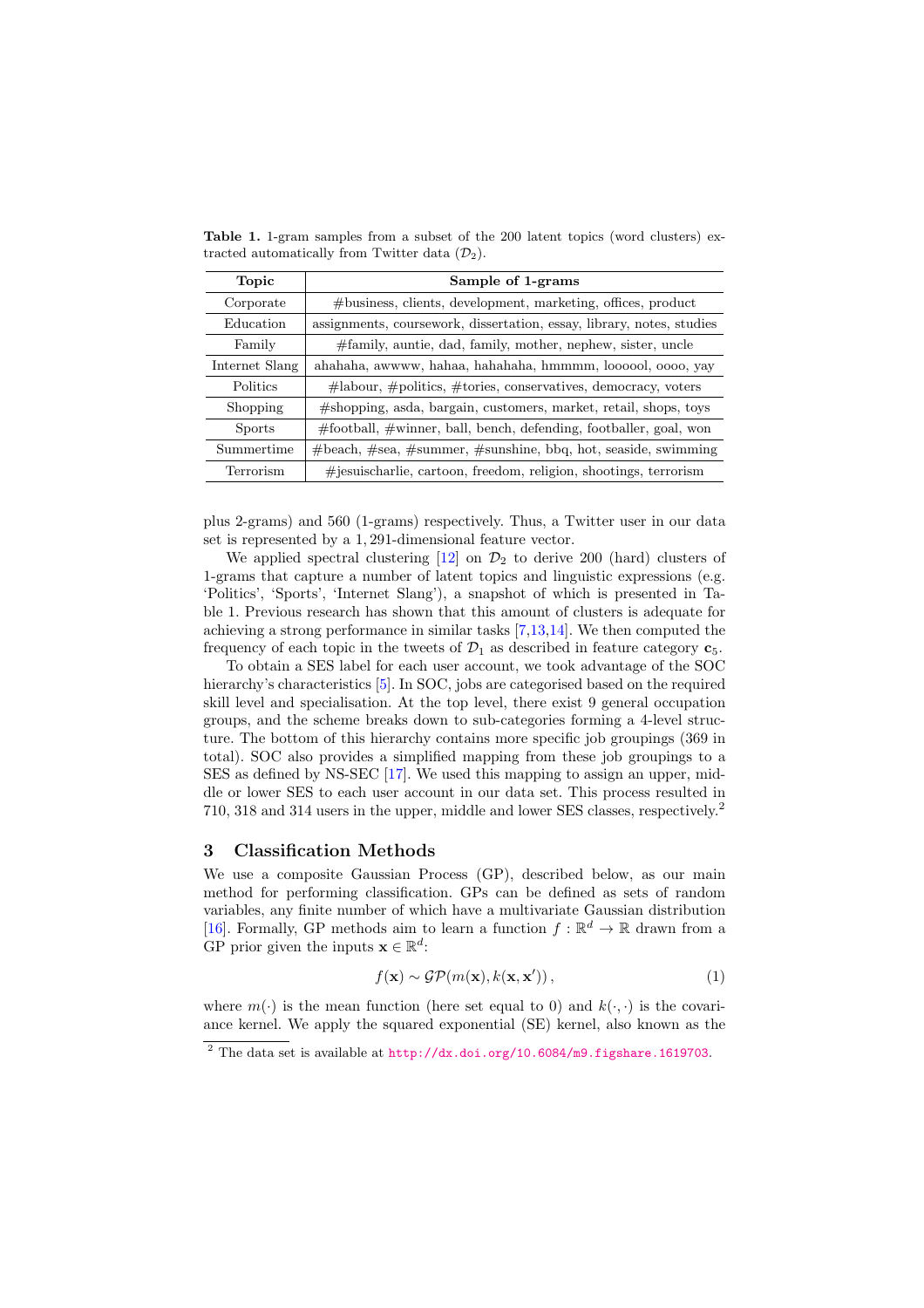**Table 1.** 1-gram samples from a subset of the 200 latent topics (word clusters) extracted automatically from Twitter data ($\mathcal{D}_2$).

| Topic | Sample of 1-grams |
|---|---|
| Corporate | #business, clients, development, marketing, offices, product |
| Education | assignments, coursework, dissertation, essay, library, notes, studies |
| Family | #family, auntie, dad, family, mother, nephew, sister, uncle |
| Internet Slang | ahahaha, awwww, hahaa, hahahaha, hmmmm, loooool, oooo, yay |
| Politics | #labour, #politics, #tories, conservatives, democracy, voters |
| Shopping | #shopping, asda, bargain, customers, market, retail, shops, toys |
| Sports | #football, #winner, ball, bench, defending, footballer, goal, won |
| Summertime | #beach, #sea, #summer, #sunshine, bbq, hot, seaside, swimming |
| Terrorism | #jesuischarlie, cartoon, freedom, religion, shootings, terrorism |

plus 2-grams) and 560 (1-grams) respectively. Thus, a Twitter user in our data set is represented by a 1,291-dimensional feature vector.

We applied spectral clustering [12] on $\mathcal{D}_2$ to derive 200 (hard) clusters of 1-grams that capture a number of latent topics and linguistic expressions (e.g. 'Politics', 'Sports', 'Internet Slang'), a snapshot of which is presented in Table 1. Previous research has shown that this amount of clusters is adequate for achieving a strong performance in similar tasks [7,13,14]. We then computed the frequency of each topic in the tweets of $\mathcal{D}_1$ as described in feature category $\mathbf{c}_5$.

To obtain a SES label for each user account, we took advantage of the SOC hierarchy's characteristics [5]. In SOC, jobs are categorised based on the required skill level and specialisation. At the top level, there exist 9 general occupation groups, and the scheme breaks down to sub-categories forming a 4-level structure. The bottom of this hierarchy contains more specific job groupings (369 in total). SOC also provides a simplified mapping from these job groupings to a SES as defined by NS-SEC [17]. We used this mapping to assign an upper, middle or lower SES to each user account in our data set. This process resulted in 710, 318 and 314 users in the upper, middle and lower SES classes, respectively.[2]

## 3 Classification Methods

We use a composite Gaussian Process (GP), described below, as our main method for performing classification. GPs can be defined as sets of random variables, any finite number of which have a multivariate Gaussian distribution [16]. Formally, GP methods aim to learn a function $f : \mathbb{R}^d \to \mathbb{R}$ drawn from a GP prior given the inputs $\mathbf{x} \in \mathbb{R}^d$:

$$f(\mathbf{x}) \sim \mathcal{GP}(m(\mathbf{x}), k(\mathbf{x}, \mathbf{x}')) , \tag{1}$$

where $m(\cdot)$ is the mean function (here set equal to 0) and $k(\cdot, \cdot)$ is the covariance kernel. We apply the squared exponential (SE) kernel, also known as the

[2] The data set is available at http://dx.doi.org/10.6084/m9.figshare.1619703.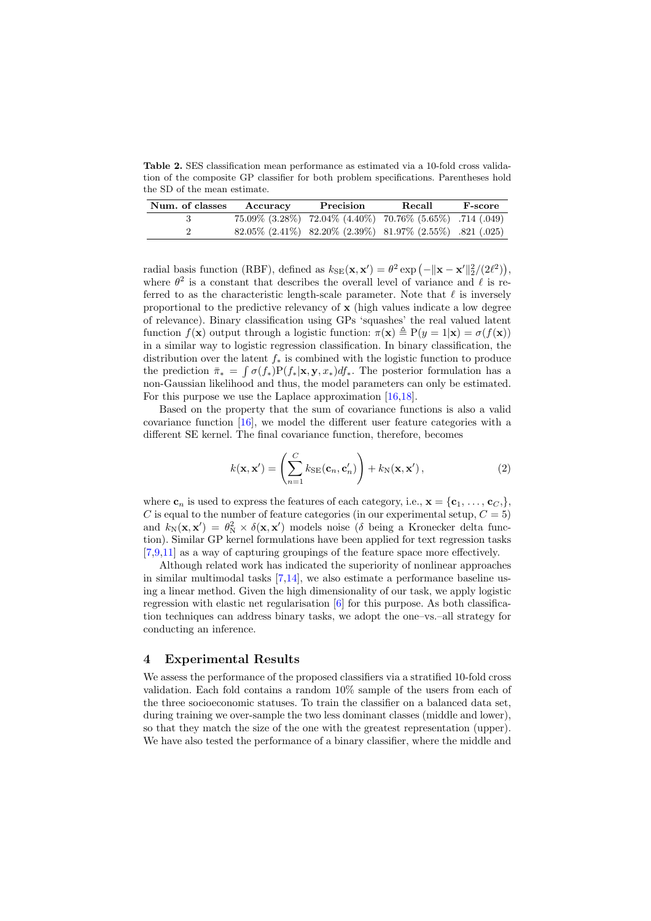**Table 2.** SES classification mean performance as estimated via a 10-fold cross validation of the composite GP classifier for both problem specifications. Parentheses hold the SD of the mean estimate.

| Num. of classes | Accuracy | Precision | Recall | F-score |
|---|---|---|---|---|
| 3 | 75.09% (3.28%) | 72.04% (4.40%) | 70.76% (5.65%) | .714 (.049) |
| 2 | 82.05% (2.41%) | 82.20% (2.39%) | 81.97% (2.55%) | .821 (.025) |

radial basis function (RBF), defined as $k_{\mathrm{SE}}(\mathbf{x}, \mathbf{x}') = \theta^2 \exp\left(-\|\mathbf{x} - \mathbf{x}'\|_2^2/(2\ell^2)\right)$, where $\theta^2$ is a constant that describes the overall level of variance and $\ell$ is referred to as the characteristic length-scale parameter. Note that $\ell$ is inversely proportional to the predictive relevancy of $\mathbf{x}$ (high values indicate a low degree of relevance). Binary classification using GPs 'squashes' the real valued latent function $f(\mathbf{x})$ output through a logistic function: $\pi(\mathbf{x}) \triangleq \mathrm{P}(y = 1|\mathbf{x}) = \sigma(f(\mathbf{x}))$ in a similar way to logistic regression classification. In binary classification, the distribution over the latent $f_*$ is combined with the logistic function to produce the prediction $\bar{\pi}_* = \int \sigma(f_*) \mathrm{P}(f_*|\mathbf{x}, \mathbf{y}, x_*) df_*$. The posterior formulation has a non-Gaussian likelihood and thus, the model parameters can only be estimated. For this purpose we use the Laplace approximation [16,18].

Based on the property that the sum of covariance functions is also a valid covariance function [16], we model the different user feature categories with a different SE kernel. The final covariance function, therefore, becomes

$$k(\mathbf{x}, \mathbf{x}') = \left( \sum_{n=1}^{C} k_{\mathrm{SE}}(\mathbf{c}_n, \mathbf{c}'_n) \right) + k_{\mathrm{N}}(\mathbf{x}, \mathbf{x}'), \tag{2}$$

where $\mathbf{c}_n$ is used to express the features of each category, i.e., $\mathbf{x} = \{\mathbf{c}_1, \ldots, \mathbf{c}_C,\}$, $C$ is equal to the number of feature categories (in our experimental setup, $C = 5$) and $k_{\mathrm{N}}(\mathbf{x}, \mathbf{x}') = \theta_{\mathrm{N}}^2 \times \delta(\mathbf{x}, \mathbf{x}')$ models noise ($\delta$ being a Kronecker delta function). Similar GP kernel formulations have been applied for text regression tasks [7,9,11] as a way of capturing groupings of the feature space more effectively.

Although related work has indicated the superiority of nonlinear approaches in similar multimodal tasks [7,14], we also estimate a performance baseline using a linear method. Given the high dimensionality of our task, we apply logistic regression with elastic net regularisation [6] for this purpose. As both classification techniques can address binary tasks, we adopt the one–vs.–all strategy for conducting an inference.

## 4 Experimental Results

We assess the performance of the proposed classifiers via a stratified 10-fold cross validation. Each fold contains a random 10% sample of the users from each of the three socioeconomic statuses. To train the classifier on a balanced data set, during training we over-sample the two less dominant classes (middle and lower), so that they match the size of the one with the greatest representation (upper). We have also tested the performance of a binary classifier, where the middle and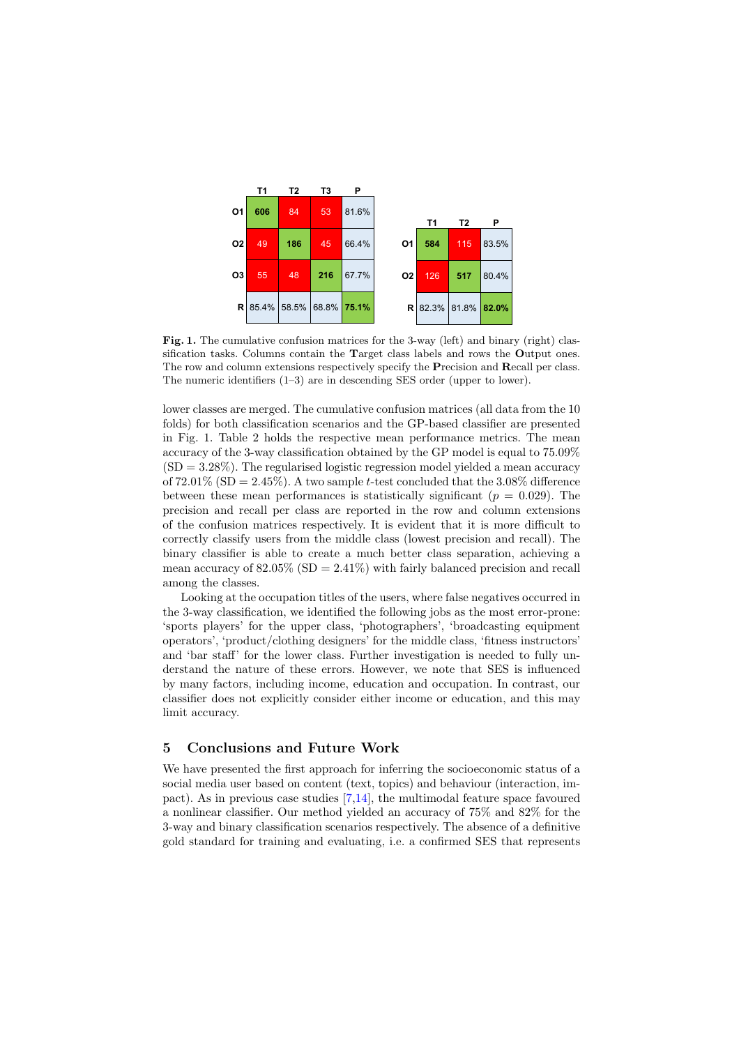|  | T1 | T2 | T3 | P |
|---|---|---|---|---|
| O1 | **606** | 84 | 53 | 81.6% |
| O2 | 49 | **186** | 45 | 66.4% |
| O3 | 55 | 48 | **216** | 67.7% |
| R | 85.4% | 58.5% | 68.8% | **75.1%** |

|  | T1 | T2 | P |
|---|---|---|---|
| O1 | **584** | 115 | 83.5% |
| O2 | 126 | **517** | 80.4% |
| R | 82.3% | 81.8% | **82.0%** |

**Fig. 1.** The cumulative confusion matrices for the 3-way (left) and binary (right) classification tasks. Columns contain the **T**arget class labels and rows the **O**utput ones. The row and column extensions respectively specify the **P**recision and **R**ecall per class. The numeric identifiers (1–3) are in descending SES order (upper to lower).

lower classes are merged. The cumulative confusion matrices (all data from the 10 folds) for both classification scenarios and the GP-based classifier are presented in Fig. 1. Table 2 holds the respective mean performance metrics. The mean accuracy of the 3-way classification obtained by the GP model is equal to 75.09% (SD = 3.28%). The regularised logistic regression model yielded a mean accuracy of 72.01% (SD = 2.45%). A two sample $t$-test concluded that the 3.08% difference between these mean performances is statistically significant ($p = 0.029$). The precision and recall per class are reported in the row and column extensions of the confusion matrices respectively. It is evident that it is more difficult to correctly classify users from the middle class (lowest precision and recall). The binary classifier is able to create a much better class separation, achieving a mean accuracy of 82.05% (SD = 2.41%) with fairly balanced precision and recall among the classes.

Looking at the occupation titles of the users, where false negatives occurred in the 3-way classification, we identified the following jobs as the most error-prone: 'sports players' for the upper class, 'photographers', 'broadcasting equipment operators', 'product/clothing designers' for the middle class, 'fitness instructors' and 'bar staff' for the lower class. Further investigation is needed to fully understand the nature of these errors. However, we note that SES is influenced by many factors, including income, education and occupation. In contrast, our classifier does not explicitly consider either income or education, and this may limit accuracy.

## 5 Conclusions and Future Work

We have presented the first approach for inferring the socioeconomic status of a social media user based on content (text, topics) and behaviour (interaction, impact). As in previous case studies [7,14], the multimodal feature space favoured a nonlinear classifier. Our method yielded an accuracy of 75% and 82% for the 3-way and binary classification scenarios respectively. The absence of a definitive gold standard for training and evaluating, i.e. a confirmed SES that represents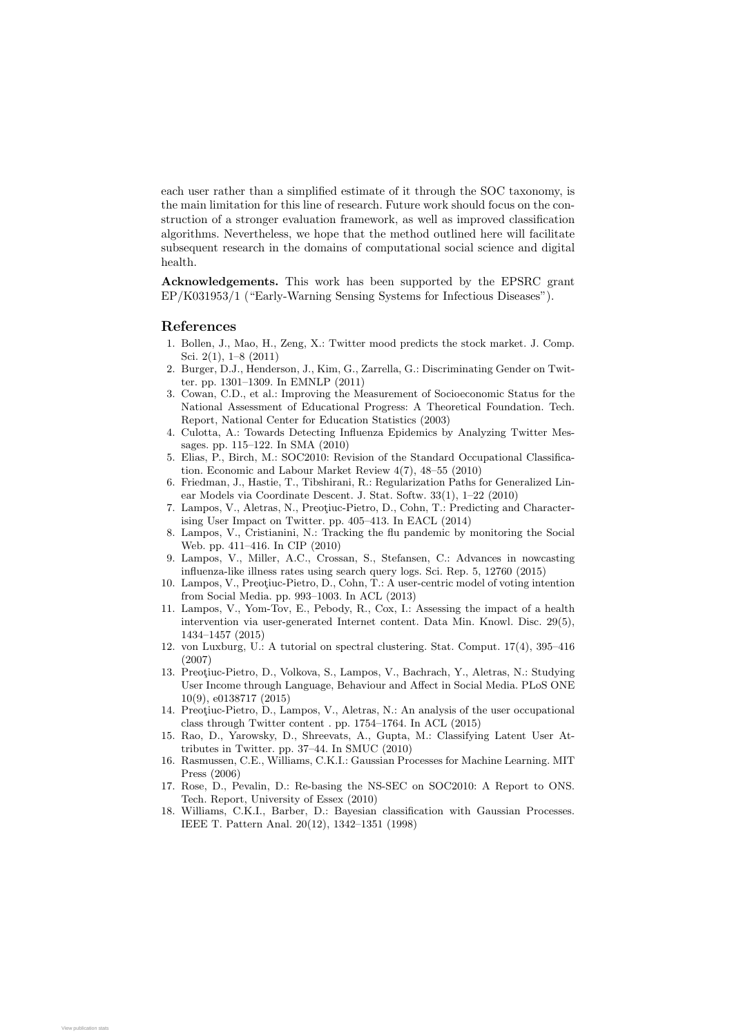each user rather than a simplified estimate of it through the SOC taxonomy, is the main limitation for this line of research. Future work should focus on the construction of a stronger evaluation framework, as well as improved classification algorithms. Nevertheless, we hope that the method outlined here will facilitate subsequent research in the domains of computational social science and digital health.

**Acknowledgements.** This work has been supported by the EPSRC grant EP/K031953/1 ("Early-Warning Sensing Systems for Infectious Diseases").

## References

1. Bollen, J., Mao, H., Zeng, X.: Twitter mood predicts the stock market. J. Comp. Sci. 2(1), 1–8 (2011)
2. Burger, D.J., Henderson, J., Kim, G., Zarrella, G.: Discriminating Gender on Twitter. pp. 1301–1309. In EMNLP (2011)
3. Cowan, C.D., et al.: Improving the Measurement of Socioeconomic Status for the National Assessment of Educational Progress: A Theoretical Foundation. Tech. Report, National Center for Education Statistics (2003)
4. Culotta, A.: Towards Detecting Influenza Epidemics by Analyzing Twitter Messages. pp. 115–122. In SMA (2010)
5. Elias, P., Birch, M.: SOC2010: Revision of the Standard Occupational Classification. Economic and Labour Market Review 4(7), 48–55 (2010)
6. Friedman, J., Hastie, T., Tibshirani, R.: Regularization Paths for Generalized Linear Models via Coordinate Descent. J. Stat. Softw. 33(1), 1–22 (2010)
7. Lampos, V., Aletras, N., Preoţiuc-Pietro, D., Cohn, T.: Predicting and Characterising User Impact on Twitter. pp. 405–413. In EACL (2014)
8. Lampos, V., Cristianini, N.: Tracking the flu pandemic by monitoring the Social Web. pp. 411–416. In CIP (2010)
9. Lampos, V., Miller, A.C., Crossan, S., Stefansen, C.: Advances in nowcasting influenza-like illness rates using search query logs. Sci. Rep. 5, 12760 (2015)
10. Lampos, V., Preoţiuc-Pietro, D., Cohn, T.: A user-centric model of voting intention from Social Media. pp. 993–1003. In ACL (2013)
11. Lampos, V., Yom-Tov, E., Pebody, R., Cox, I.: Assessing the impact of a health intervention via user-generated Internet content. Data Min. Knowl. Disc. 29(5), 1434–1457 (2015)
12. von Luxburg, U.: A tutorial on spectral clustering. Stat. Comput. 17(4), 395–416 (2007)
13. Preoţiuc-Pietro, D., Volkova, S., Lampos, V., Bachrach, Y., Aletras, N.: Studying User Income through Language, Behaviour and Affect in Social Media. PLoS ONE 10(9), e0138717 (2015)
14. Preoţiuc-Pietro, D., Lampos, V., Aletras, N.: An analysis of the user occupational class through Twitter content . pp. 1754–1764. In ACL (2015)
15. Rao, D., Yarowsky, D., Shreevats, A., Gupta, M.: Classifying Latent User Attributes in Twitter. pp. 37–44. In SMUC (2010)
16. Rasmussen, C.E., Williams, C.K.I.: Gaussian Processes for Machine Learning. MIT Press (2006)
17. Rose, D., Pevalin, D.: Re-basing the NS-SEC on SOC2010: A Report to ONS. Tech. Report, University of Essex (2010)
18. Williams, C.K.I., Barber, D.: Bayesian classification with Gaussian Processes. IEEE T. Pattern Anal. 20(12), 1342–1351 (1998)